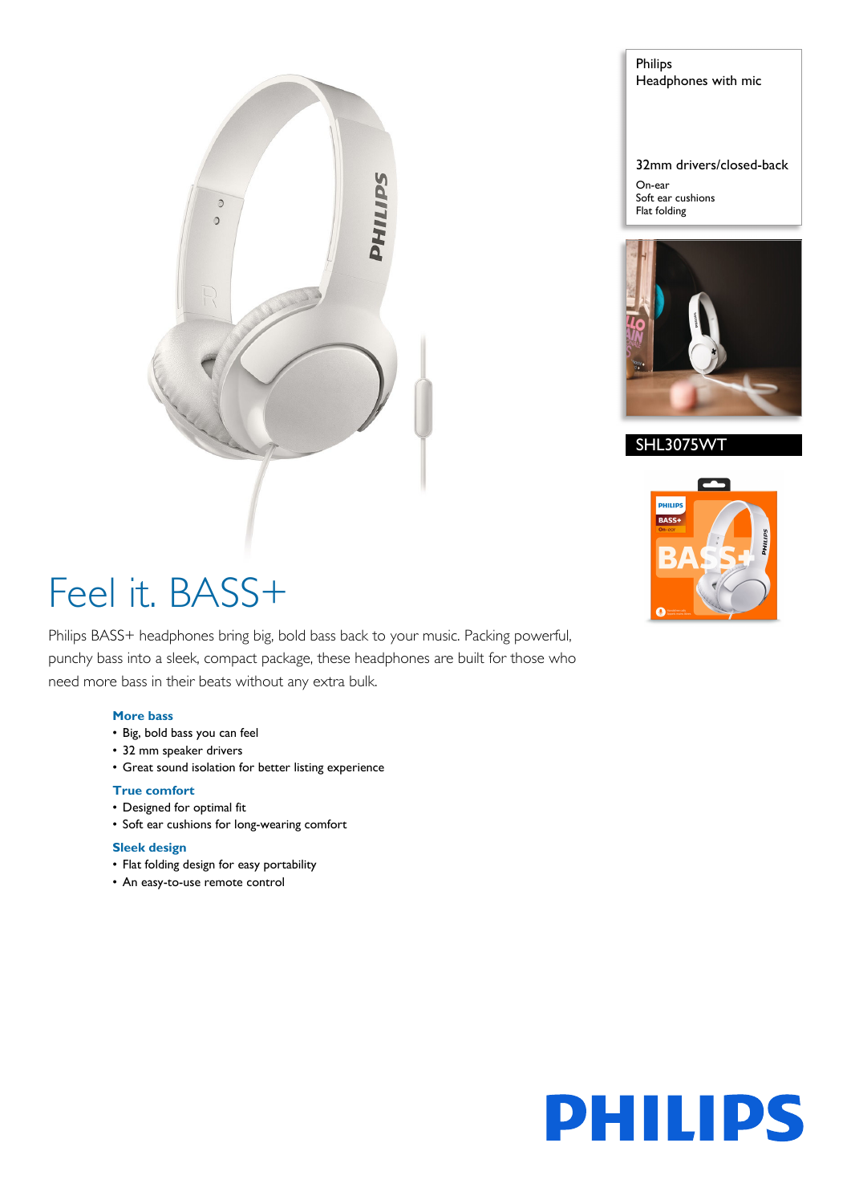Philips
Headphones with mic

32mm drivers/closed-back

On-ear
Soft ear cushions
Flat folding

SHL3075WT

# Feel it. BASS+

Philips BASS+ headphones bring big, bold bass back to your music. Packing powerful, punchy bass into a sleek, compact package, these headphones are built for those who need more bass in their beats without any extra bulk.

### More bass

- Big, bold bass you can feel
- 32 mm speaker drivers
- Great sound isolation for better listing experience

### True comfort

- Designed for optimal fit
- Soft ear cushions for long-wearing comfort

### Sleek design

- Flat folding design for easy portability
- An easy-to-use remote control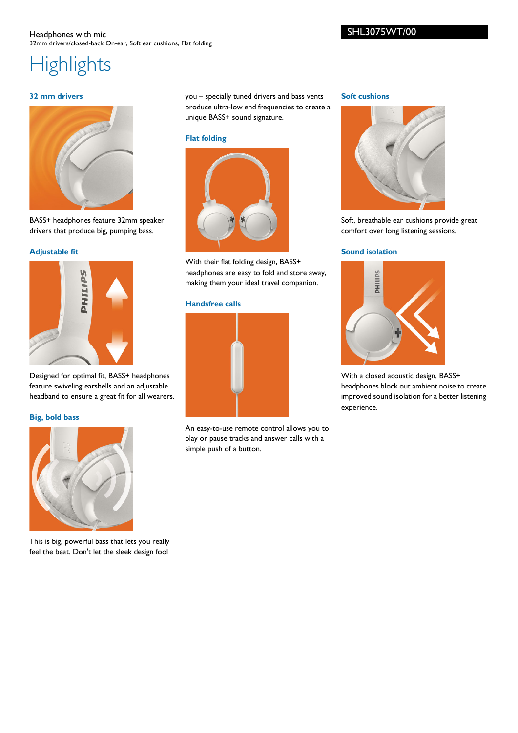Headphones with mic
32mm drivers/closed-back On-ear, Soft ear cushions, Flat folding

SHL3075WT/00

# Highlights

### 32 mm drivers

BASS+ headphones feature 32mm speaker drivers that produce big, pumping bass.

### Adjustable fit

Designed for optimal fit, BASS+ headphones feature swiveling earshells and an adjustable headband to ensure a great fit for all wearers.

### Big, bold bass

This is big, powerful bass that lets you really feel the beat. Don't let the sleek design fool you – specially tuned drivers and bass vents produce ultra-low end frequencies to create a unique BASS+ sound signature.

### Flat folding

With their flat folding design, BASS+ headphones are easy to fold and store away, making them your ideal travel companion.

### Handsfree calls

An easy-to-use remote control allows you to play or pause tracks and answer calls with a simple push of a button.

### Soft cushions

Soft, breathable ear cushions provide great comfort over long listening sessions.

### Sound isolation

With a closed acoustic design, BASS+ headphones block out ambient noise to create improved sound isolation for a better listening experience.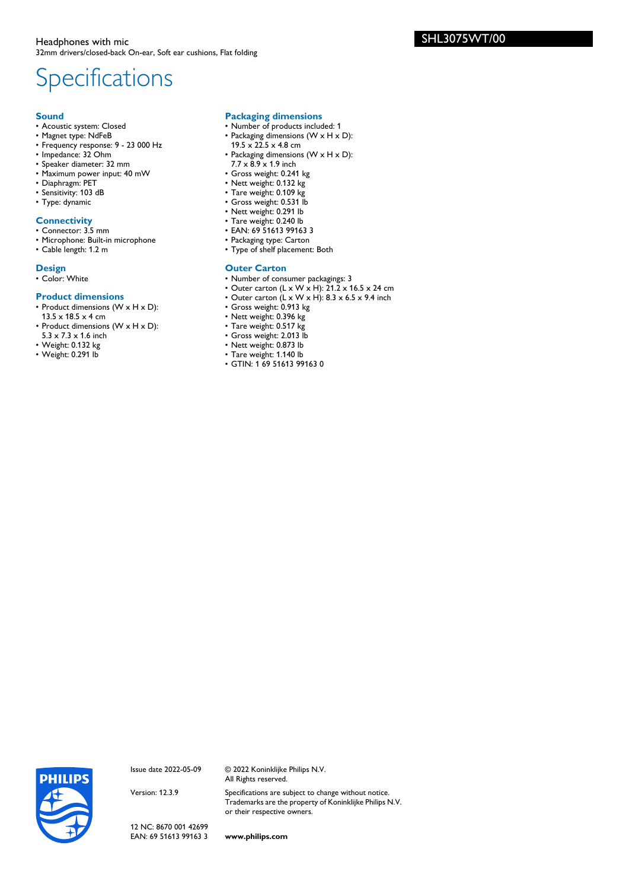Headphones with mic
32mm drivers/closed-back On-ear, Soft ear cushions, Flat folding

SHL3075WT/00

# Specifications

### Sound
- Acoustic system: Closed
- Magnet type: NdFeB
- Frequency response: 9 - 23 000 Hz
- Impedance: 32 Ohm
- Speaker diameter: 32 mm
- Maximum power input: 40 mW
- Diaphragm: PET
- Sensitivity: 103 dB
- Type: dynamic

### Connectivity
- Connector: 3.5 mm
- Microphone: Built-in microphone
- Cable length: 1.2 m

### Design
- Color: White

### Product dimensions
- Product dimensions (W x H x D): 13.5 x 18.5 x 4 cm
- Product dimensions (W x H x D): 5.3 x 7.3 x 1.6 inch
- Weight: 0.132 kg
- Weight: 0.291 lb

### Packaging dimensions
- Number of products included: 1
- Packaging dimensions (W x H x D): 19.5 x 22.5 x 4.8 cm
- Packaging dimensions (W x H x D): 7.7 x 8.9 x 1.9 inch
- Gross weight: 0.241 kg
- Nett weight: 0.132 kg
- Tare weight: 0.109 kg
- Gross weight: 0.531 lb
- Nett weight: 0.291 lb
- Tare weight: 0.240 lb
- EAN: 69 51613 99163 3
- Packaging type: Carton
- Type of shelf placement: Both

### Outer Carton
- Number of consumer packagings: 3
- Outer carton (L x W x H): 21.2 x 16.5 x 24 cm
- Outer carton (L x W x H): 8.3 x 6.5 x 9.4 inch
- Gross weight: 0.913 kg
- Nett weight: 0.396 kg
- Tare weight: 0.517 kg
- Gross weight: 2.013 lb
- Nett weight: 0.873 lb
- Tare weight: 1.140 lb
- GTIN: 1 69 51613 99163 0

Issue date 2022-05-09

Version: 12.3.9

12 NC: 8670 001 42699
EAN: 69 51613 99163 3

© 2022 Koninklijke Philips N.V.
All Rights reserved.

Specifications are subject to change without notice. Trademarks are the property of Koninklijke Philips N.V. or their respective owners.

**www.philips.com**